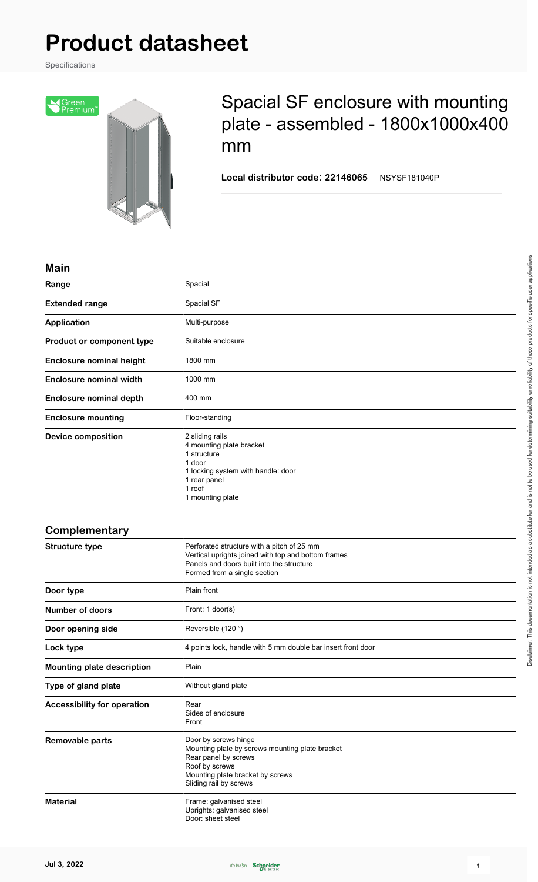# Product datasheet

Specifications

## Spacial SF enclosure with mounting plate - assembled - 1800x1000x400 mm

**Local distributor code: 22146065** NSYSF181040P

### Main

| | |
|---|---|
| **Range** | Spacial |
| **Extended range** | Spacial SF |
| **Application** | Multi-purpose |
| **Product or component type** | Suitable enclosure |
| **Enclosure nominal height** | 1800 mm |
| **Enclosure nominal width** | 1000 mm |
| **Enclosure nominal depth** | 400 mm |
| **Enclosure mounting** | Floor-standing |
| **Device composition** | 2 sliding rails<br>4 mounting plate bracket<br>1 structure<br>1 door<br>1 locking system with handle: door<br>1 rear panel<br>1 roof<br>1 mounting plate |

### Complementary

| | |
|---|---|
| **Structure type** | Perforated structure with a pitch of 25 mm<br>Vertical uprights joined with top and bottom frames<br>Panels and doors built into the structure<br>Formed from a single section |
| **Door type** | Plain front |
| **Number of doors** | Front: 1 door(s) |
| **Door opening side** | Reversible (120 °) |
| **Lock type** | 4 points lock, handle with 5 mm double bar insert front door |
| **Mounting plate description** | Plain |
| **Type of gland plate** | Without gland plate |
| **Accessibility for operation** | Rear<br>Sides of enclosure<br>Front |
| **Removable parts** | Door by screws hinge<br>Mounting plate by screws mounting plate bracket<br>Rear panel by screws<br>Roof by screws<br>Mounting plate bracket by screws<br>Sliding rail by screws |
| **Material** | Frame: galvanised steel<br>Uprights: galvanised steel<br>Door: sheet steel |

Disclaimer: This documentation is not intended as a substitute for and is not to be used for determining suitability or reliability of these products for specific user applications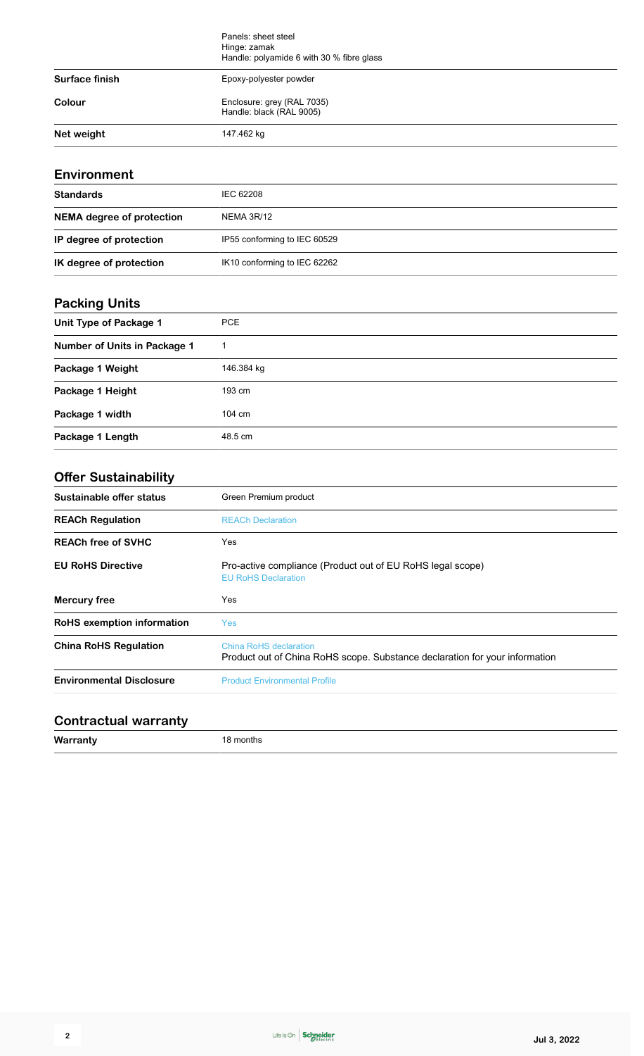| | |
|---|---|
| | Panels: sheet steel<br>Hinge: zamak<br>Handle: polyamide 6 with 30 % fibre glass |
| **Surface finish** | Epoxy-polyester powder |
| **Colour** | Enclosure: grey (RAL 7035)<br>Handle: black (RAL 9005) |
| **Net weight** | 147.462 kg |

## Environment

| | |
|---|---|
| **Standards** | IEC 62208 |
| **NEMA degree of protection** | NEMA 3R/12 |
| **IP degree of protection** | IP55 conforming to IEC 60529 |
| **IK degree of protection** | IK10 conforming to IEC 62262 |

## Packing Units

| | |
|---|---|
| **Unit Type of Package 1** | PCE |
| **Number of Units in Package 1** | 1 |
| **Package 1 Weight** | 146.384 kg |
| **Package 1 Height** | 193 cm |
| **Package 1 width** | 104 cm |
| **Package 1 Length** | 48.5 cm |

## Offer Sustainability

| | |
|---|---|
| **Sustainable offer status** | Green Premium product |
| **REACh Regulation** | REACh Declaration |
| **REACh free of SVHC** | Yes |
| **EU RoHS Directive** | Pro-active compliance (Product out of EU RoHS legal scope)<br>EU RoHS Declaration |
| **Mercury free** | Yes |
| **RoHS exemption information** | Yes |
| **China RoHS Regulation** | China RoHS declaration<br>Product out of China RoHS scope. Substance declaration for your information |
| **Environmental Disclosure** | Product Environmental Profile |

## Contractual warranty

| | |
|---|---|
| **Warranty** | 18 months |